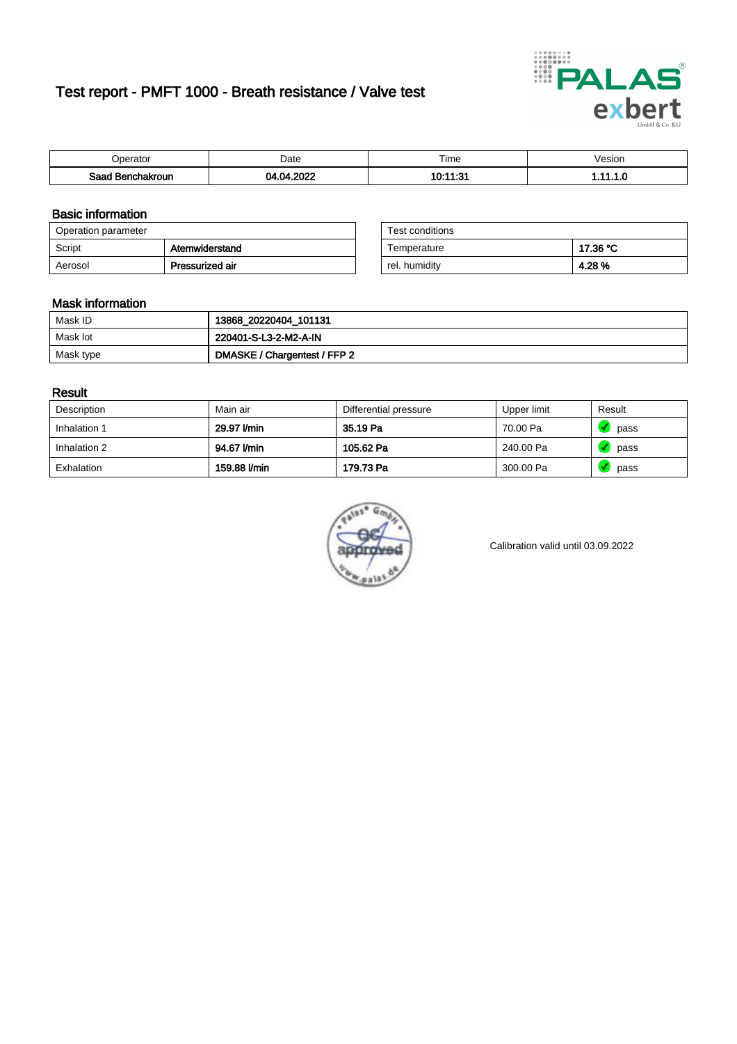# Test report - PMFT 1000 - Breath resistance / Valve test

| Operator | Date | Time | Vesion |
|---|---|---|---|
| **Saad Benchakroun** | **04.04.2022** | **10:11:31** | **1.11.1.0** |

## Basic information

| Operation parameter | |
|---|---|
| Script | **Atemwiderstand** |
| Aerosol | **Pressurized air** |

| Test conditions | |
|---|---|
| Temperature | **17.36 °C** |
| rel. humidity | **4.28 %** |

## Mask information

| | |
|---|---|
| Mask ID | **13868_20220404_101131** |
| Mask lot | **220401-S-L3-2-M2-A-IN** |
| Mask type | **DMASKE / Chargentest / FFP 2** |

## Result

| Description | Main air | Differential pressure | Upper limit | Result |
|---|---|---|---|---|
| Inhalation 1 | **29.97 l/min** | **35.19 Pa** | 70.00 Pa | pass |
| Inhalation 2 | **94.67 l/min** | **105.62 Pa** | 240.00 Pa | pass |
| Exhalation | **159.88 l/min** | **179.73 Pa** | 300.00 Pa | pass |

Calibration valid until 03.09.2022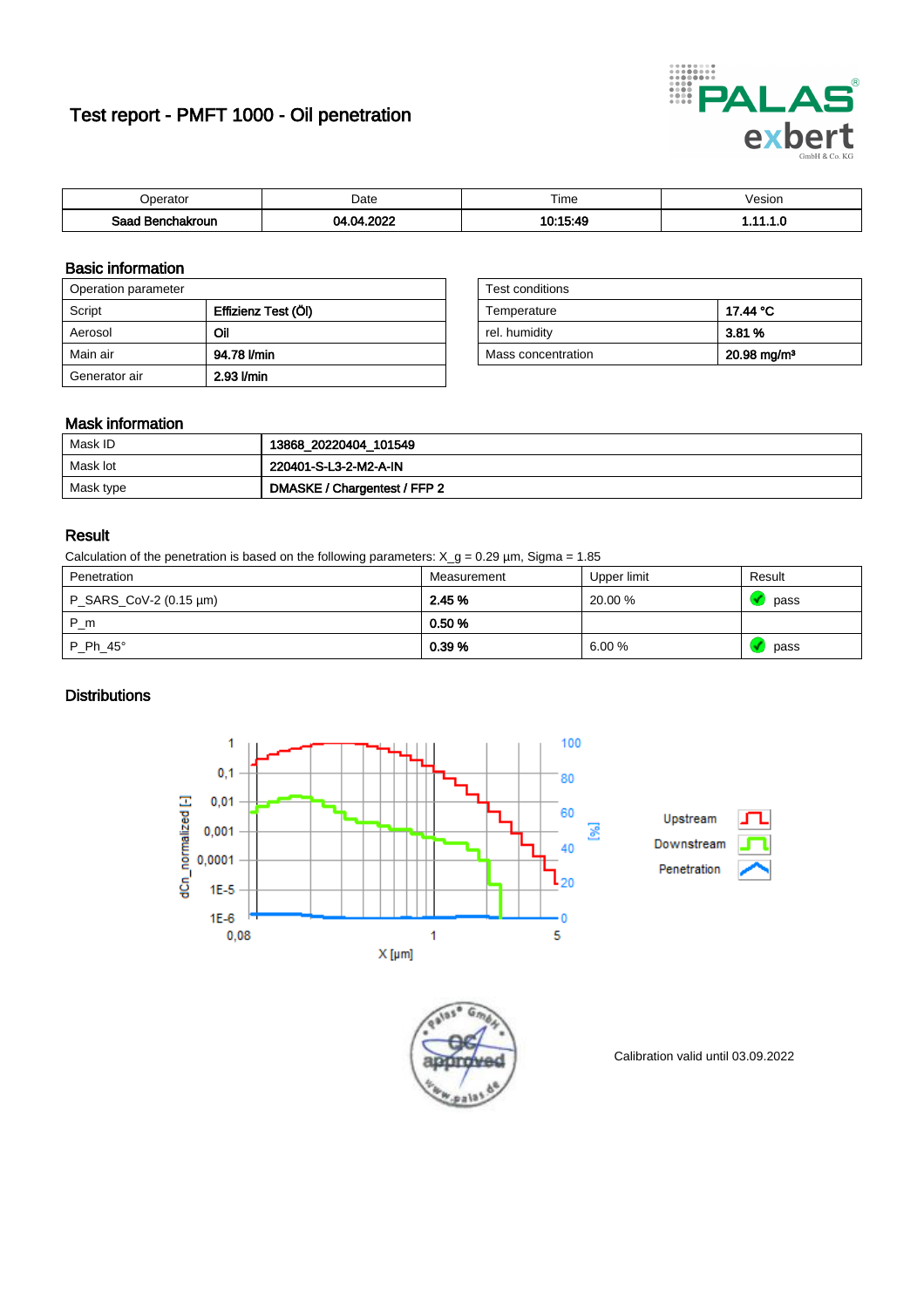# Test report - PMFT 1000 - Oil penetration

PALAS exbert GmbH & Co. KG

| Operator | Date | Time | Vesion |
|---|---|---|---|
| **Saad Benchakroun** | **04.04.2022** | **10:15:49** | **1.11.1.0** |

## Basic information

| Operation parameter | |
|---|---|
| Script | **Effizienz Test (Öl)** |
| Aerosol | **Oil** |
| Main air | **94.78 l/min** |
| Generator air | **2.93 l/min** |

| Test conditions | |
|---|---|
| Temperature | **17.44 °C** |
| rel. humidity | **3.81 %** |
| Mass concentration | **20.98 mg/m³** |

## Mask information

| | |
|---|---|
| Mask ID | **13868_20220404_101549** |
| Mask lot | **220401-S-L3-2-M2-A-IN** |
| Mask type | **DMASKE / Chargentest / FFP 2** |

## Result

Calculation of the penetration is based on the following parameters: X_g = 0.29 µm, Sigma = 1.85

| Penetration | Measurement | Upper limit | Result |
|---|---|---|---|
| P_SARS_CoV-2 (0.15 µm) | **2.45 %** | 20.00 % | pass |
| P_m | **0.50 %** | | |
| P_Ph_45° | **0.39 %** | 6.00 % | pass |

## Distributions

dCn_normalized [-]
1
0,1
0,01
0,001
0,0001
1E-5
1E-6
0,08
1
5
X [µm]
[%]
100
80
60
40
20
0
Upstream
Downstream
Penetration

Calibration valid until 03.09.2022